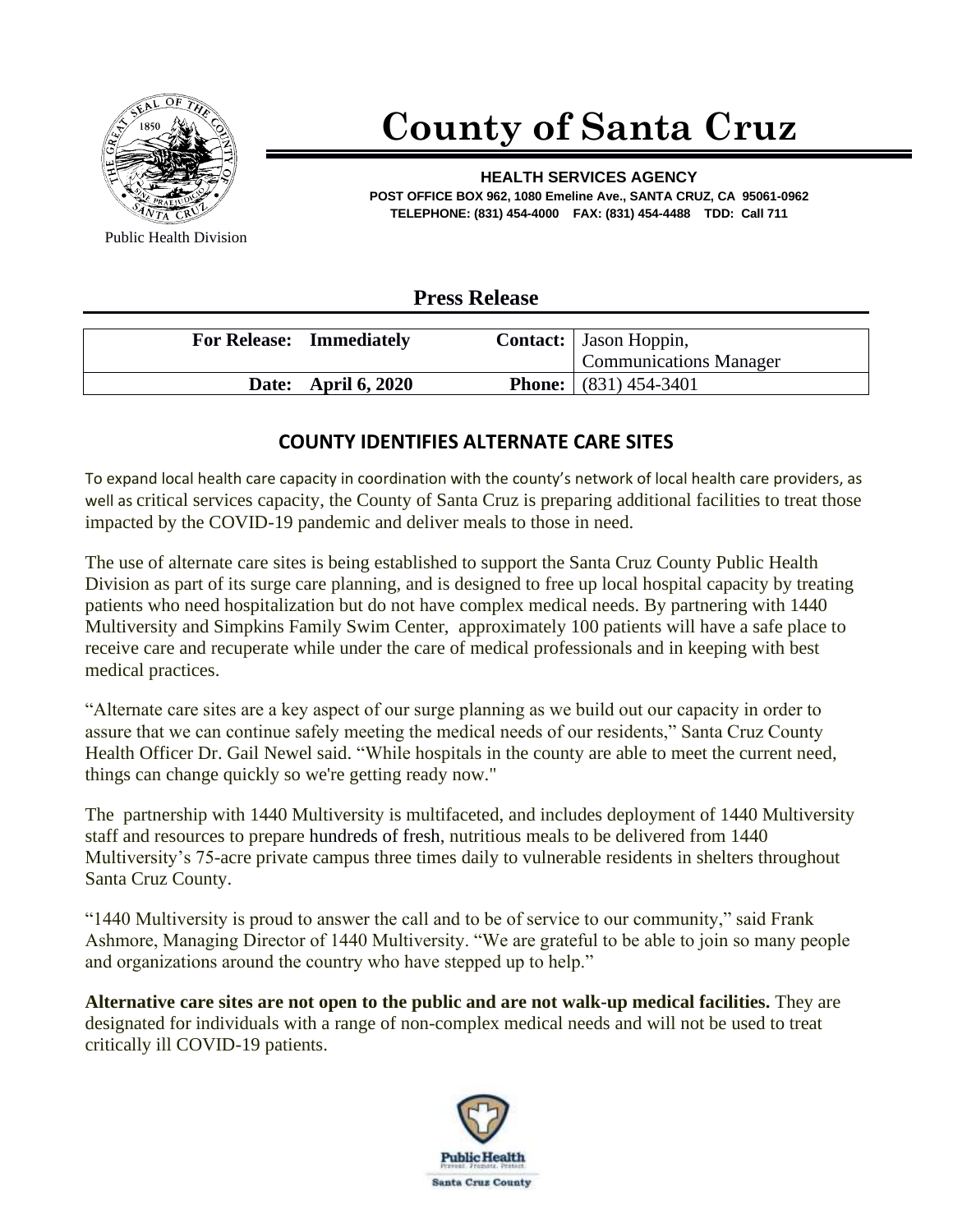# County of Santa Cruz

Public Health Division

**HEALTH SERVICES AGENCY**
**POST OFFICE BOX 962, 1080 Emeline Ave., SANTA CRUZ, CA 95061-0962**
**TELEPHONE: (831) 454-4000 FAX: (831) 454-4488 TDD: Call 711**

## Press Release

| | | | |
|---|---|---|---|
| **For Release:** | **Immediately** | **Contact:** | Jason Hoppin, Communications Manager |
| **Date:** | **April 6, 2020** | **Phone:** | (831) 454-3401 |

### COUNTY IDENTIFIES ALTERNATE CARE SITES

To expand local health care capacity in coordination with the county's network of local health care providers, as well as critical services capacity, the County of Santa Cruz is preparing additional facilities to treat those impacted by the COVID-19 pandemic and deliver meals to those in need.

The use of alternate care sites is being established to support the Santa Cruz County Public Health Division as part of its surge care planning, and is designed to free up local hospital capacity by treating patients who need hospitalization but do not have complex medical needs. By partnering with 1440 Multiversity and Simpkins Family Swim Center, approximately 100 patients will have a safe place to receive care and recuperate while under the care of medical professionals and in keeping with best medical practices.

"Alternate care sites are a key aspect of our surge planning as we build out our capacity in order to assure that we can continue safely meeting the medical needs of our residents," Santa Cruz County Health Officer Dr. Gail Newel said. "While hospitals in the county are able to meet the current need, things can change quickly so we're getting ready now."

The partnership with 1440 Multiversity is multifaceted, and includes deployment of 1440 Multiversity staff and resources to prepare hundreds of fresh, nutritious meals to be delivered from 1440 Multiversity's 75-acre private campus three times daily to vulnerable residents in shelters throughout Santa Cruz County.

"1440 Multiversity is proud to answer the call and to be of service to our community," said Frank Ashmore, Managing Director of 1440 Multiversity. "We are grateful to be able to join so many people and organizations around the country who have stepped up to help."

**Alternative care sites are not open to the public and are not walk-up medical facilities.** They are designated for individuals with a range of non-complex medical needs and will not be used to treat critically ill COVID-19 patients.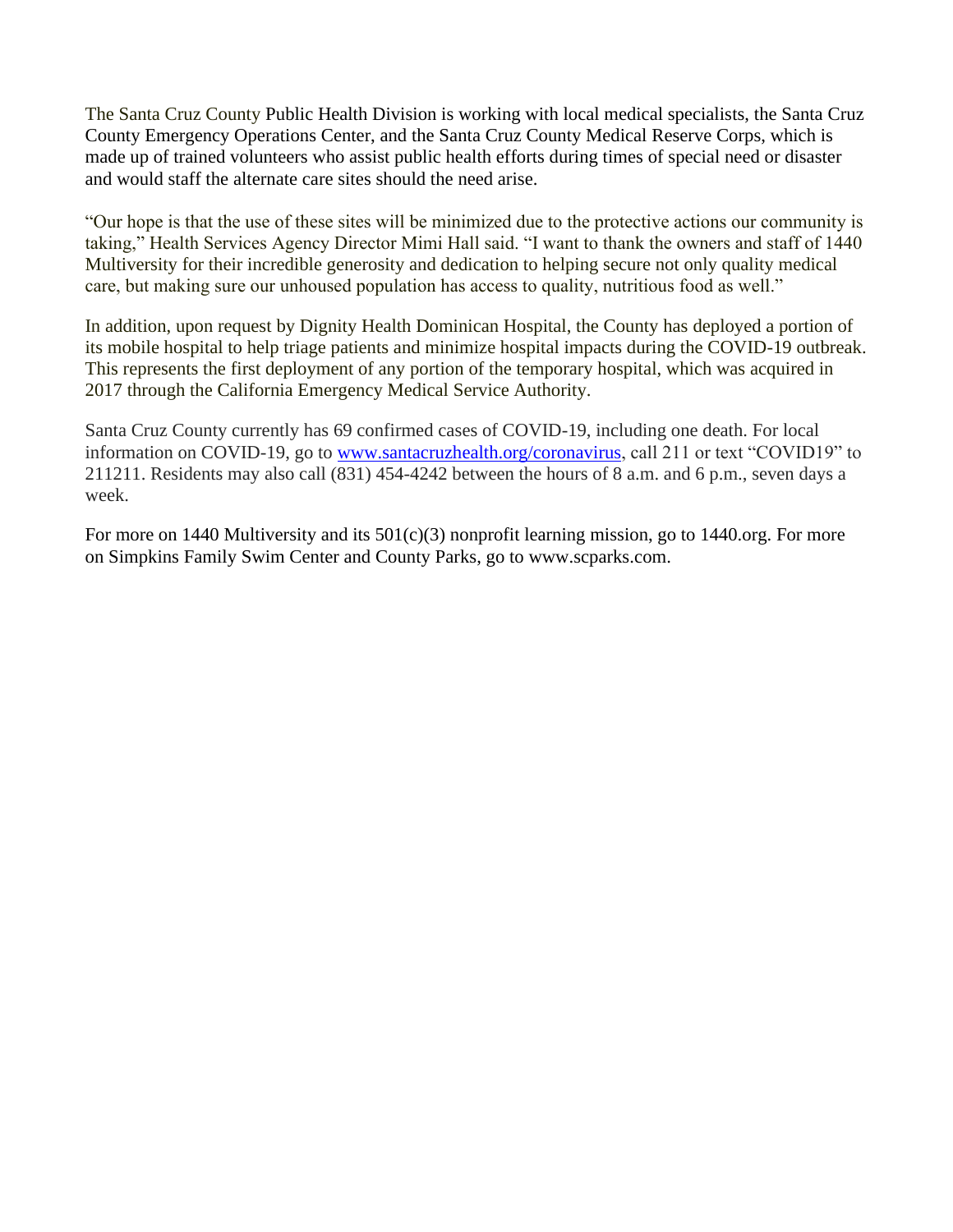The Santa Cruz County Public Health Division is working with local medical specialists, the Santa Cruz County Emergency Operations Center, and the Santa Cruz County Medical Reserve Corps, which is made up of trained volunteers who assist public health efforts during times of special need or disaster and would staff the alternate care sites should the need arise.

“Our hope is that the use of these sites will be minimized due to the protective actions our community is taking,” Health Services Agency Director Mimi Hall said. “I want to thank the owners and staff of 1440 Multiversity for their incredible generosity and dedication to helping secure not only quality medical care, but making sure our unhoused population has access to quality, nutritious food as well.”

In addition, upon request by Dignity Health Dominican Hospital, the County has deployed a portion of its mobile hospital to help triage patients and minimize hospital impacts during the COVID-19 outbreak. This represents the first deployment of any portion of the temporary hospital, which was acquired in 2017 through the California Emergency Medical Service Authority.

Santa Cruz County currently has 69 confirmed cases of COVID-19, including one death. For local information on COVID-19, go to [www.santacruzhealth.org/coronavirus](http://www.santacruzhealth.org/coronavirus), call 211 or text “COVID19” to 211211. Residents may also call (831) 454-4242 between the hours of 8 a.m. and 6 p.m., seven days a week.

For more on 1440 Multiversity and its 501(c)(3) nonprofit learning mission, go to 1440.org. For more on Simpkins Family Swim Center and County Parks, go to www.scparks.com.